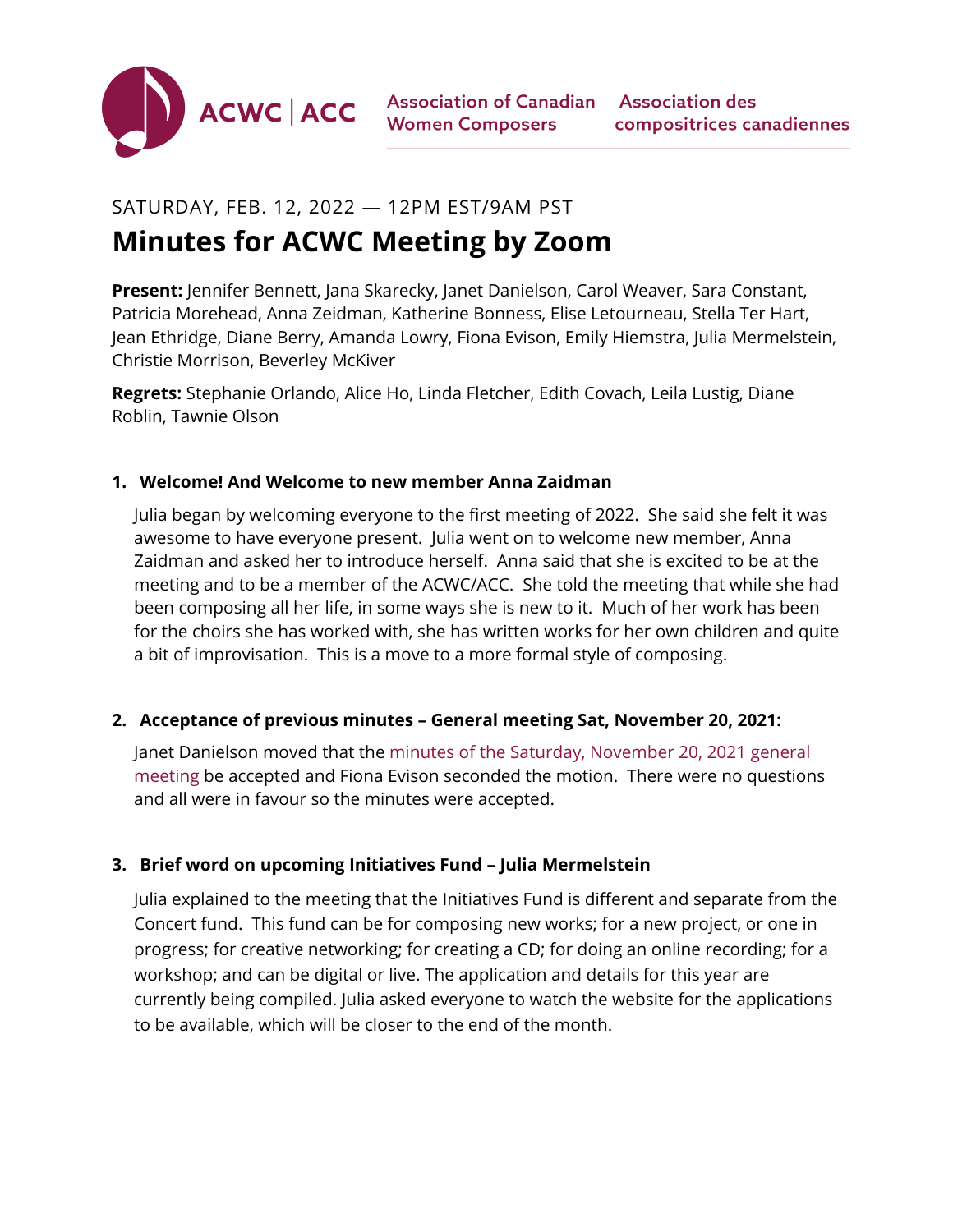ACWC | ACC Association of Canadian Women Composers Association des compositrices canadiennes

SATURDAY, FEB. 12, 2022 — 12PM EST/9AM PST

# Minutes for ACWC Meeting by Zoom

**Present:** Jennifer Bennett, Jana Skarecky, Janet Danielson, Carol Weaver, Sara Constant, Patricia Morehead, Anna Zeidman, Katherine Bonness, Elise Letourneau, Stella Ter Hart, Jean Ethridge, Diane Berry, Amanda Lowry, Fiona Evison, Emily Hiemstra, Julia Mermelstein, Christie Morrison, Beverley McKiver

**Regrets:** Stephanie Orlando, Alice Ho, Linda Fletcher, Edith Covach, Leila Lustig, Diane Roblin, Tawnie Olson

1. **Welcome! And Welcome to new member Anna Zaidman**

   Julia began by welcoming everyone to the first meeting of 2022. She said she felt it was awesome to have everyone present. Julia went on to welcome new member, Anna Zaidman and asked her to introduce herself. Anna said that she is excited to be at the meeting and to be a member of the ACWC/ACC. She told the meeting that while she had been composing all her life, in some ways she is new to it. Much of her work has been for the choirs she has worked with, she has written works for her own children and quite a bit of improvisation. This is a move to a more formal style of composing.

2. **Acceptance of previous minutes – General meeting Sat, November 20, 2021:**

   Janet Danielson moved that the minutes of the Saturday, November 20, 2021 general meeting be accepted and Fiona Evison seconded the motion. There were no questions and all were in favour so the minutes were accepted.

3. **Brief word on upcoming Initiatives Fund – Julia Mermelstein**

   Julia explained to the meeting that the Initiatives Fund is different and separate from the Concert fund. This fund can be for composing new works; for a new project, or one in progress; for creative networking; for creating a CD; for doing an online recording; for a workshop; and can be digital or live. The application and details for this year are currently being compiled. Julia asked everyone to watch the website for the applications to be available, which will be closer to the end of the month.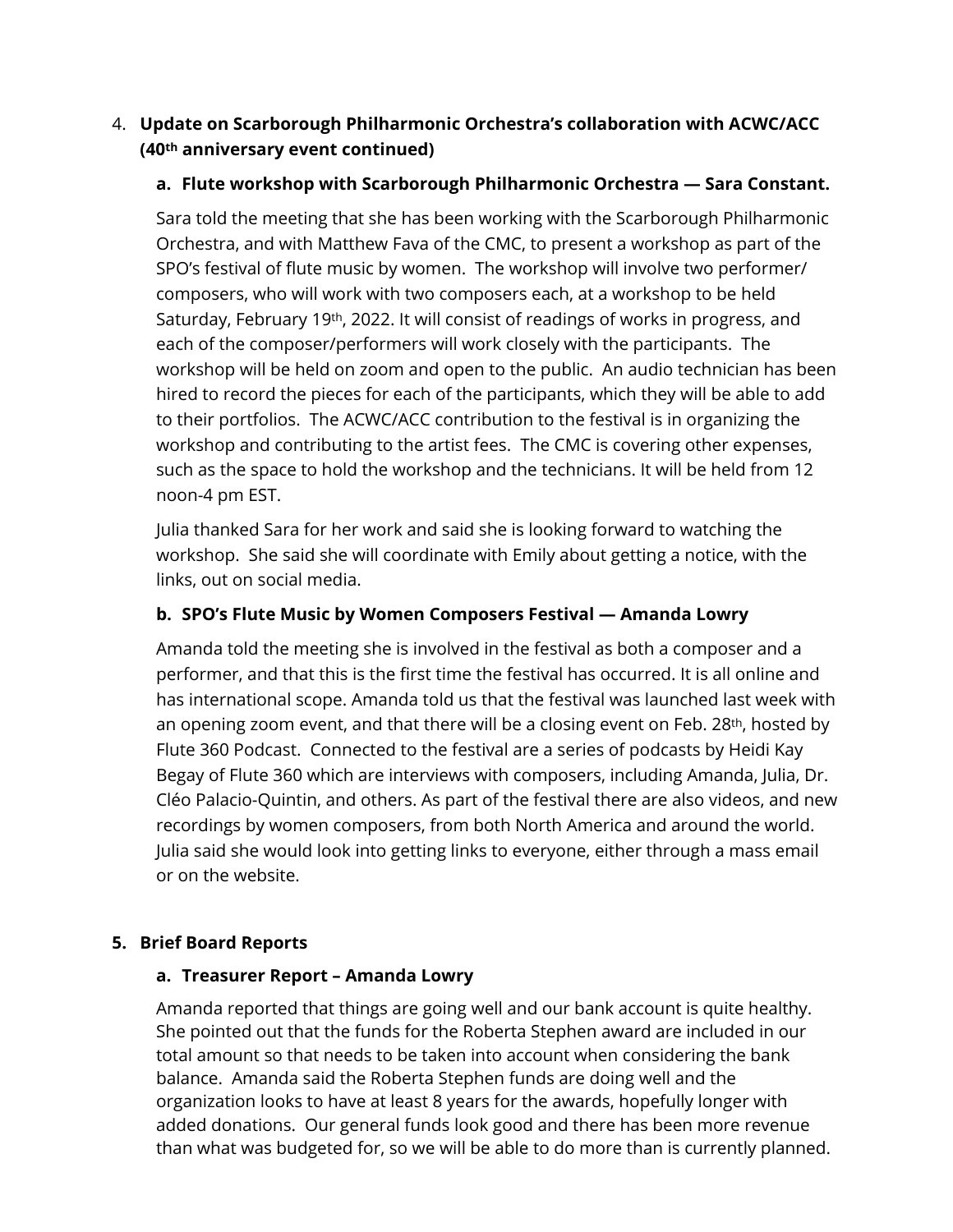4. **Update on Scarborough Philharmonic Orchestra's collaboration with ACWC/ACC (40th anniversary event continued)**

   **a. Flute workshop with Scarborough Philharmonic Orchestra — Sara Constant.**

   Sara told the meeting that she has been working with the Scarborough Philharmonic Orchestra, and with Matthew Fava of the CMC, to present a workshop as part of the SPO's festival of flute music by women. The workshop will involve two performer/ composers, who will work with two composers each, at a workshop to be held Saturday, February 19th, 2022. It will consist of readings of works in progress, and each of the composer/performers will work closely with the participants. The workshop will be held on zoom and open to the public. An audio technician has been hired to record the pieces for each of the participants, which they will be able to add to their portfolios. The ACWC/ACC contribution to the festival is in organizing the workshop and contributing to the artist fees. The CMC is covering other expenses, such as the space to hold the workshop and the technicians. It will be held from 12 noon-4 pm EST.

   Julia thanked Sara for her work and said she is looking forward to watching the workshop. She said she will coordinate with Emily about getting a notice, with the links, out on social media.

   **b. SPO's Flute Music by Women Composers Festival — Amanda Lowry**

   Amanda told the meeting she is involved in the festival as both a composer and a performer, and that this is the first time the festival has occurred. It is all online and has international scope. Amanda told us that the festival was launched last week with an opening zoom event, and that there will be a closing event on Feb. 28th, hosted by Flute 360 Podcast. Connected to the festival are a series of podcasts by Heidi Kay Begay of Flute 360 which are interviews with composers, including Amanda, Julia, Dr. Cléo Palacio-Quintin, and others. As part of the festival there are also videos, and new recordings by women composers, from both North America and around the world. Julia said she would look into getting links to everyone, either through a mass email or on the website.

5. **Brief Board Reports**

   **a. Treasurer Report – Amanda Lowry**

   Amanda reported that things are going well and our bank account is quite healthy. She pointed out that the funds for the Roberta Stephen award are included in our total amount so that needs to be taken into account when considering the bank balance. Amanda said the Roberta Stephen funds are doing well and the organization looks to have at least 8 years for the awards, hopefully longer with added donations. Our general funds look good and there has been more revenue than what was budgeted for, so we will be able to do more than is currently planned.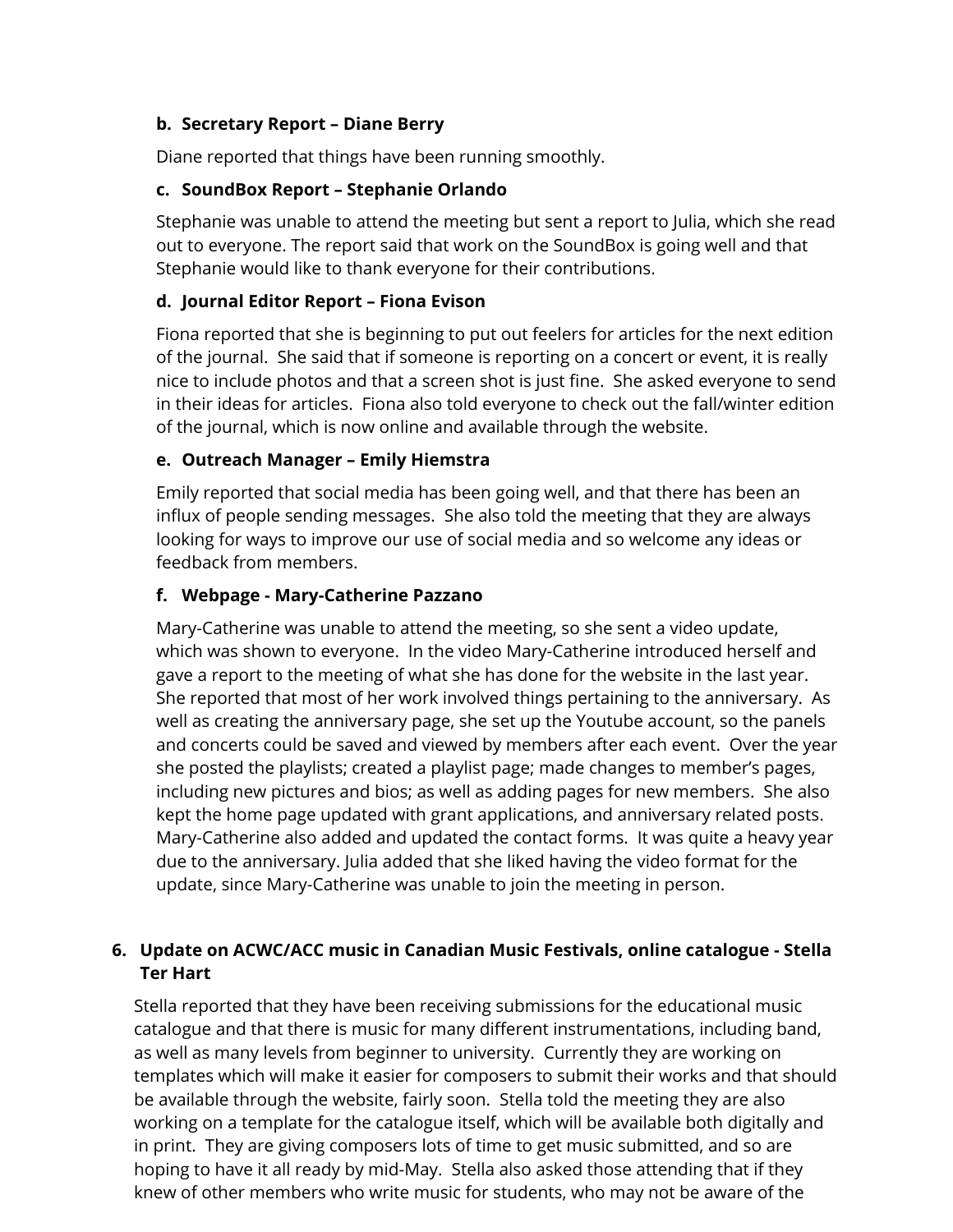**b. Secretary Report – Diane Berry**

Diane reported that things have been running smoothly.

**c. SoundBox Report – Stephanie Orlando**

Stephanie was unable to attend the meeting but sent a report to Julia, which she read out to everyone. The report said that work on the SoundBox is going well and that Stephanie would like to thank everyone for their contributions.

**d. Journal Editor Report – Fiona Evison**

Fiona reported that she is beginning to put out feelers for articles for the next edition of the journal. She said that if someone is reporting on a concert or event, it is really nice to include photos and that a screen shot is just fine. She asked everyone to send in their ideas for articles. Fiona also told everyone to check out the fall/winter edition of the journal, which is now online and available through the website.

**e. Outreach Manager – Emily Hiemstra**

Emily reported that social media has been going well, and that there has been an influx of people sending messages. She also told the meeting that they are always looking for ways to improve our use of social media and so welcome any ideas or feedback from members.

**f. Webpage - Mary-Catherine Pazzano**

Mary-Catherine was unable to attend the meeting, so she sent a video update, which was shown to everyone. In the video Mary-Catherine introduced herself and gave a report to the meeting of what she has done for the website in the last year. She reported that most of her work involved things pertaining to the anniversary. As well as creating the anniversary page, she set up the Youtube account, so the panels and concerts could be saved and viewed by members after each event. Over the year she posted the playlists; created a playlist page; made changes to member's pages, including new pictures and bios; as well as adding pages for new members. She also kept the home page updated with grant applications, and anniversary related posts. Mary-Catherine also added and updated the contact forms. It was quite a heavy year due to the anniversary. Julia added that she liked having the video format for the update, since Mary-Catherine was unable to join the meeting in person.

**6. Update on ACWC/ACC music in Canadian Music Festivals, online catalogue - Stella Ter Hart**

Stella reported that they have been receiving submissions for the educational music catalogue and that there is music for many different instrumentations, including band, as well as many levels from beginner to university. Currently they are working on templates which will make it easier for composers to submit their works and that should be available through the website, fairly soon. Stella told the meeting they are also working on a template for the catalogue itself, which will be available both digitally and in print. They are giving composers lots of time to get music submitted, and so are hoping to have it all ready by mid-May. Stella also asked those attending that if they knew of other members who write music for students, who may not be aware of the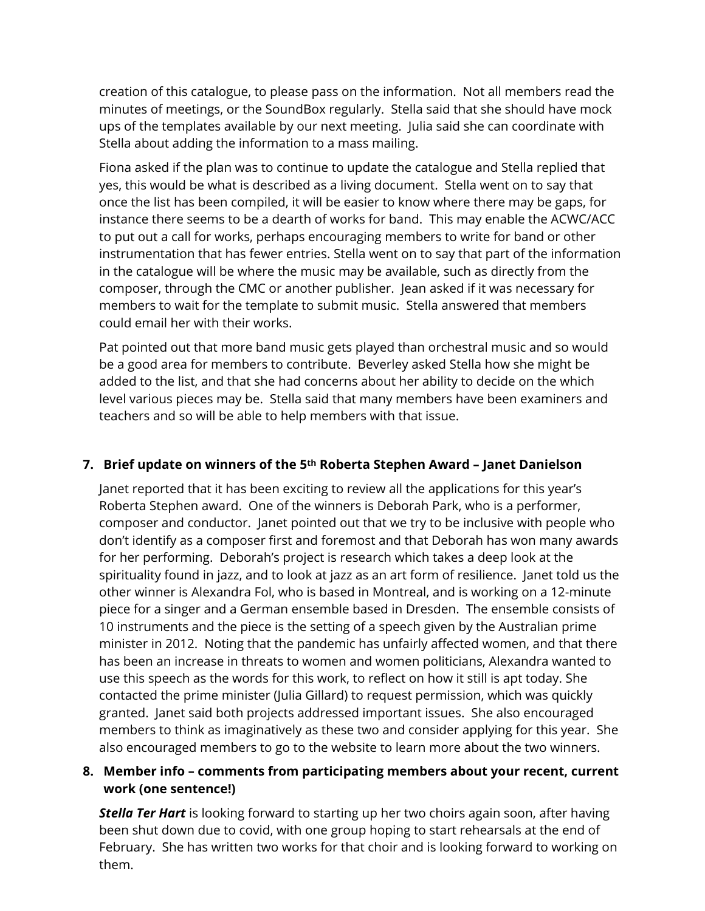creation of this catalogue, to please pass on the information. Not all members read the minutes of meetings, or the SoundBox regularly. Stella said that she should have mock ups of the templates available by our next meeting. Julia said she can coordinate with Stella about adding the information to a mass mailing.

Fiona asked if the plan was to continue to update the catalogue and Stella replied that yes, this would be what is described as a living document. Stella went on to say that once the list has been compiled, it will be easier to know where there may be gaps, for instance there seems to be a dearth of works for band. This may enable the ACWC/ACC to put out a call for works, perhaps encouraging members to write for band or other instrumentation that has fewer entries. Stella went on to say that part of the information in the catalogue will be where the music may be available, such as directly from the composer, through the CMC or another publisher. Jean asked if it was necessary for members to wait for the template to submit music. Stella answered that members could email her with their works.

Pat pointed out that more band music gets played than orchestral music and so would be a good area for members to contribute. Beverley asked Stella how she might be added to the list, and that she had concerns about her ability to decide on the which level various pieces may be. Stella said that many members have been examiners and teachers and so will be able to help members with that issue.

**7. Brief update on winners of the 5th Roberta Stephen Award – Janet Danielson**

Janet reported that it has been exciting to review all the applications for this year's Roberta Stephen award. One of the winners is Deborah Park, who is a performer, composer and conductor. Janet pointed out that we try to be inclusive with people who don't identify as a composer first and foremost and that Deborah has won many awards for her performing. Deborah's project is research which takes a deep look at the spirituality found in jazz, and to look at jazz as an art form of resilience. Janet told us the other winner is Alexandra Fol, who is based in Montreal, and is working on a 12-minute piece for a singer and a German ensemble based in Dresden. The ensemble consists of 10 instruments and the piece is the setting of a speech given by the Australian prime minister in 2012. Noting that the pandemic has unfairly affected women, and that there has been an increase in threats to women and women politicians, Alexandra wanted to use this speech as the words for this work, to reflect on how it still is apt today. She contacted the prime minister (Julia Gillard) to request permission, which was quickly granted. Janet said both projects addressed important issues. She also encouraged members to think as imaginatively as these two and consider applying for this year. She also encouraged members to go to the website to learn more about the two winners.

**8. Member info – comments from participating members about your recent, current work (one sentence!)**

***Stella Ter Hart*** is looking forward to starting up her two choirs again soon, after having been shut down due to covid, with one group hoping to start rehearsals at the end of February. She has written two works for that choir and is looking forward to working on them.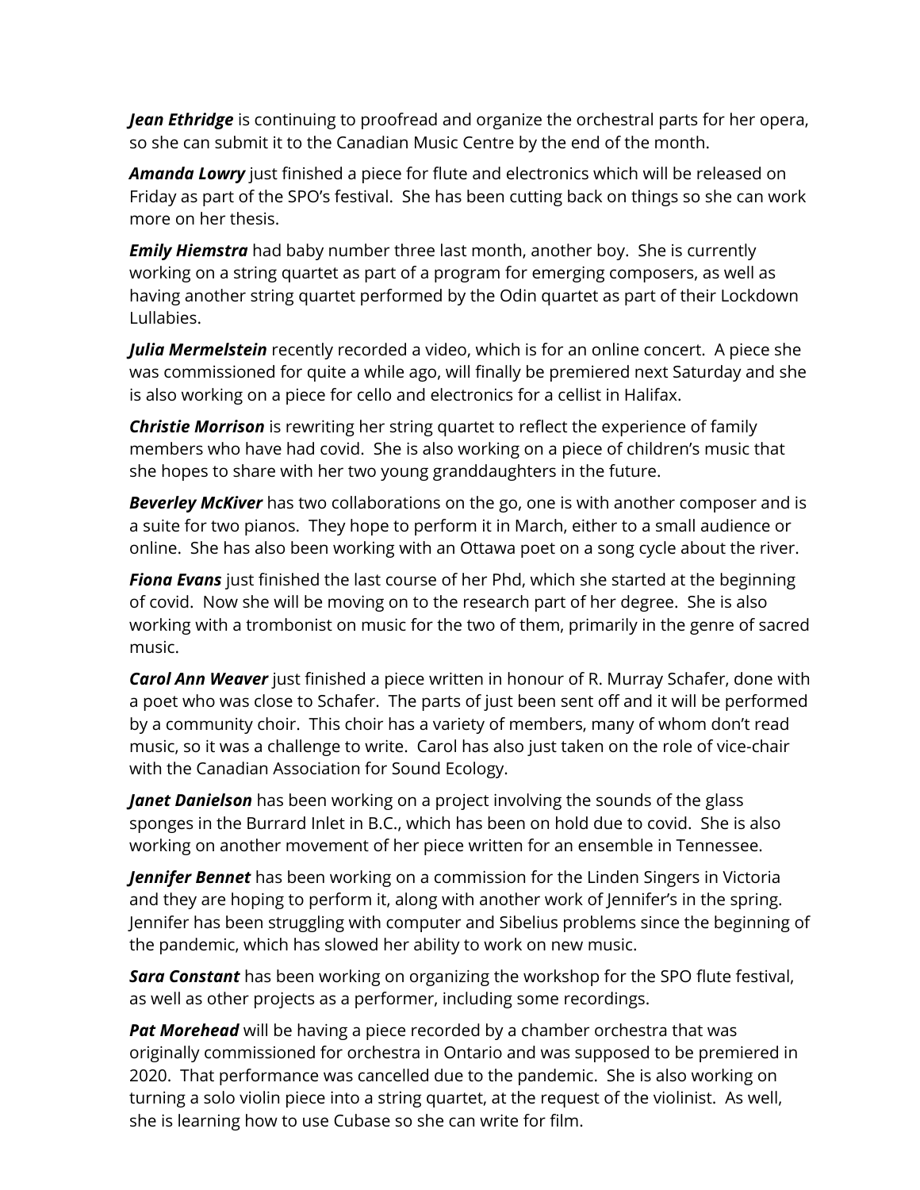***Jean Ethridge*** is continuing to proofread and organize the orchestral parts for her opera, so she can submit it to the Canadian Music Centre by the end of the month.

***Amanda Lowry*** just finished a piece for flute and electronics which will be released on Friday as part of the SPO's festival.  She has been cutting back on things so she can work more on her thesis.

***Emily Hiemstra*** had baby number three last month, another boy.  She is currently working on a string quartet as part of a program for emerging composers, as well as having another string quartet performed by the Odin quartet as part of their Lockdown Lullabies.

***Julia Mermelstein*** recently recorded a video, which is for an online concert.  A piece she was commissioned for quite a while ago, will finally be premiered next Saturday and she is also working on a piece for cello and electronics for a cellist in Halifax.

***Christie Morrison*** is rewriting her string quartet to reflect the experience of family members who have had covid.  She is also working on a piece of children's music that she hopes to share with her two young granddaughters in the future.

***Beverley McKiver*** has two collaborations on the go, one is with another composer and is a suite for two pianos.  They hope to perform it in March, either to a small audience or online.  She has also been working with an Ottawa poet on a song cycle about the river.

***Fiona Evans*** just finished the last course of her Phd, which she started at the beginning of covid.  Now she will be moving on to the research part of her degree.  She is also working with a trombonist on music for the two of them, primarily in the genre of sacred music.

***Carol Ann Weaver*** just finished a piece written in honour of R. Murray Schafer, done with a poet who was close to Schafer.  The parts of just been sent off and it will be performed by a community choir.  This choir has a variety of members, many of whom don't read music, so it was a challenge to write.  Carol has also just taken on the role of vice-chair with the Canadian Association for Sound Ecology.

***Janet Danielson*** has been working on a project involving the sounds of the glass sponges in the Burrard Inlet in B.C., which has been on hold due to covid.  She is also working on another movement of her piece written for an ensemble in Tennessee.

***Jennifer Bennet*** has been working on a commission for the Linden Singers in Victoria and they are hoping to perform it, along with another work of Jennifer's in the spring.  Jennifer has been struggling with computer and Sibelius problems since the beginning of the pandemic, which has slowed her ability to work on new music.

***Sara Constant*** has been working on organizing the workshop for the SPO flute festival, as well as other projects as a performer, including some recordings.

***Pat Morehead*** will be having a piece recorded by a chamber orchestra that was originally commissioned for orchestra in Ontario and was supposed to be premiered in 2020.  That performance was cancelled due to the pandemic.  She is also working on turning a solo violin piece into a string quartet, at the request of the violinist.  As well, she is learning how to use Cubase so she can write for film.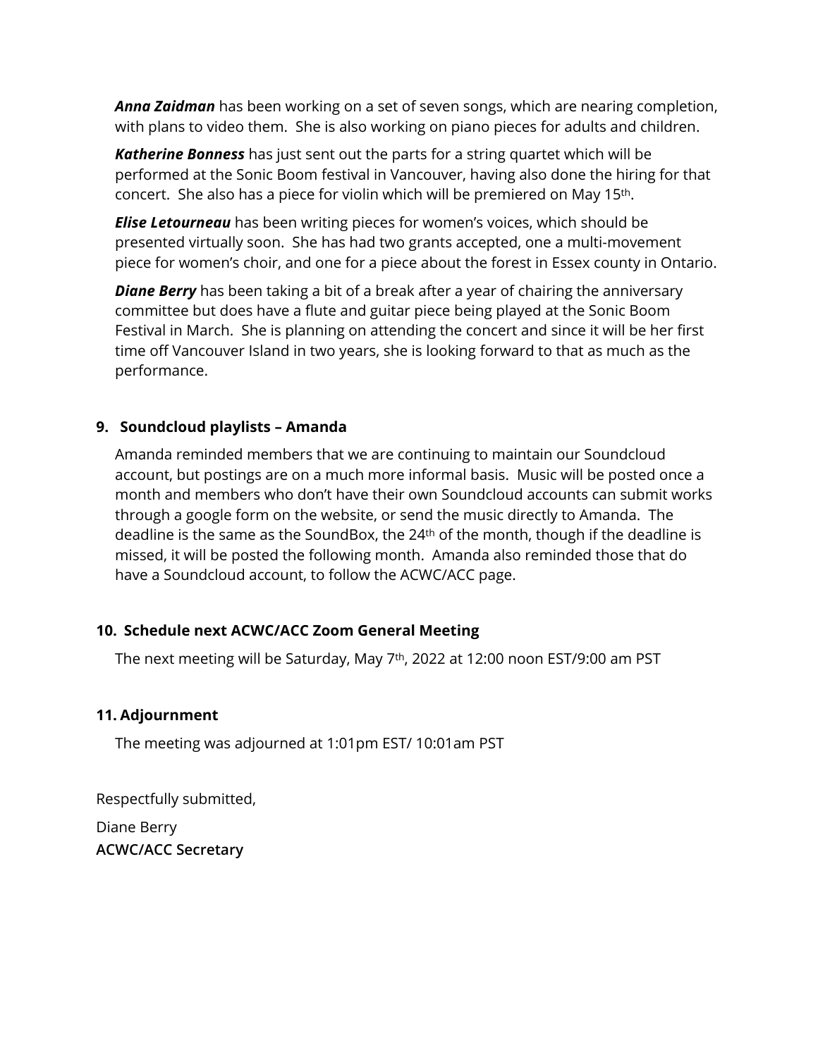***Anna Zaidman*** has been working on a set of seven songs, which are nearing completion, with plans to video them. She is also working on piano pieces for adults and children.

***Katherine Bonness*** has just sent out the parts for a string quartet which will be performed at the Sonic Boom festival in Vancouver, having also done the hiring for that concert. She also has a piece for violin which will be premiered on May 15th.

***Elise Letourneau*** has been writing pieces for women's voices, which should be presented virtually soon. She has had two grants accepted, one a multi-movement piece for women's choir, and one for a piece about the forest in Essex county in Ontario.

***Diane Berry*** has been taking a bit of a break after a year of chairing the anniversary committee but does have a flute and guitar piece being played at the Sonic Boom Festival in March. She is planning on attending the concert and since it will be her first time off Vancouver Island in two years, she is looking forward to that as much as the performance.

**9. Soundcloud playlists – Amanda**

Amanda reminded members that we are continuing to maintain our Soundcloud account, but postings are on a much more informal basis. Music will be posted once a month and members who don't have their own Soundcloud accounts can submit works through a google form on the website, or send the music directly to Amanda. The deadline is the same as the SoundBox, the 24th of the month, though if the deadline is missed, it will be posted the following month. Amanda also reminded those that do have a Soundcloud account, to follow the ACWC/ACC page.

**10. Schedule next ACWC/ACC Zoom General Meeting**

The next meeting will be Saturday, May 7th, 2022 at 12:00 noon EST/9:00 am PST

**11. Adjournment**

The meeting was adjourned at 1:01pm EST/ 10:01am PST

Respectfully submitted,

Diane Berry
**ACWC/ACC Secretary**